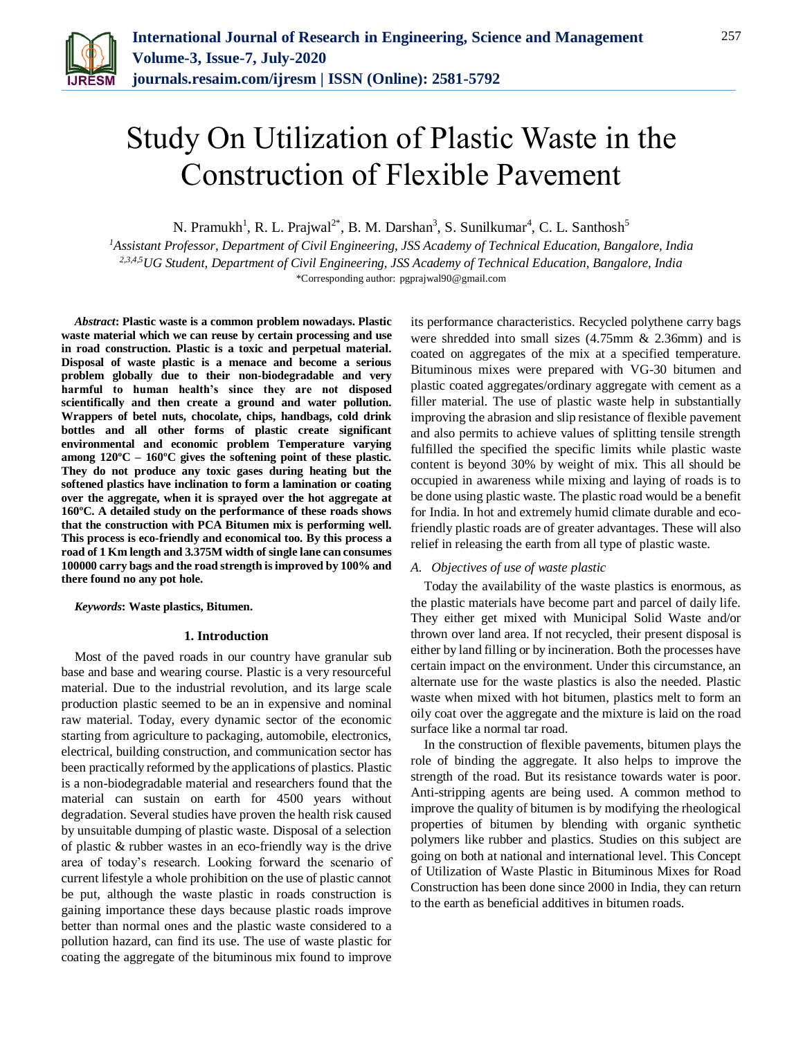# Study On Utilization of Plastic Waste in the Construction of Flexible Pavement

N. Pramukh[1], R. L. Prajwal[2*], B. M. Darshan[3], S. Sunilkumar[4], C. L. Santhosh[5]

[1]*Assistant Professor, Department of Civil Engineering, JSS Academy of Technical Education, Bangalore, India*
[2,3,4,5]*UG Student, Department of Civil Engineering, JSS Academy of Technical Education, Bangalore, India*
*Corresponding author: pgprajwal90@gmail.com

***Abstract*: Plastic waste is a common problem nowadays. Plastic waste material which we can reuse by certain processing and use in road construction. Plastic is a toxic and perpetual material. Disposal of waste plastic is a menace and become a serious problem globally due to their non-biodegradable and very harmful to human health's since they are not disposed scientifically and then create a ground and water pollution. Wrappers of betel nuts, chocolate, chips, handbags, cold drink bottles and all other forms of plastic create significant environmental and economic problem Temperature varying among 120ºC – 160ºC gives the softening point of these plastic. They do not produce any toxic gases during heating but the softened plastics have inclination to form a lamination or coating over the aggregate, when it is sprayed over the hot aggregate at 160ºC. A detailed study on the performance of these roads shows that the construction with PCA Bitumen mix is performing well. This process is eco-friendly and economical too. By this process a road of 1 Km length and 3.375M width of single lane can consumes 100000 carry bags and the road strength is improved by 100% and there found no any pot hole.**

***Keywords*: Waste plastics, Bitumen.**

## 1. Introduction

Most of the paved roads in our country have granular sub base and base and wearing course. Plastic is a very resourceful material. Due to the industrial revolution, and its large scale production plastic seemed to be an in expensive and nominal raw material. Today, every dynamic sector of the economic starting from agriculture to packaging, automobile, electronics, electrical, building construction, and communication sector has been practically reformed by the applications of plastics. Plastic is a non-biodegradable material and researchers found that the material can sustain on earth for 4500 years without degradation. Several studies have proven the health risk caused by unsuitable dumping of plastic waste. Disposal of a selection of plastic & rubber wastes in an eco-friendly way is the drive area of today's research. Looking forward the scenario of current lifestyle a whole prohibition on the use of plastic cannot be put, although the waste plastic in roads construction is gaining importance these days because plastic roads improve better than normal ones and the plastic waste considered to a pollution hazard, can find its use. The use of waste plastic for coating the aggregate of the bituminous mix found to improve its performance characteristics. Recycled polythene carry bags were shredded into small sizes (4.75mm & 2.36mm) and is coated on aggregates of the mix at a specified temperature. Bituminous mixes were prepared with VG-30 bitumen and plastic coated aggregates/ordinary aggregate with cement as a filler material. The use of plastic waste help in substantially improving the abrasion and slip resistance of flexible pavement and also permits to achieve values of splitting tensile strength fulfilled the specified the specific limits while plastic waste content is beyond 30% by weight of mix. This all should be occupied in awareness while mixing and laying of roads is to be done using plastic waste. The plastic road would be a benefit for India. In hot and extremely humid climate durable and eco-friendly plastic roads are of greater advantages. These will also relief in releasing the earth from all type of plastic waste.

### *A. Objectives of use of waste plastic*

Today the availability of the waste plastics is enormous, as the plastic materials have become part and parcel of daily life. They either get mixed with Municipal Solid Waste and/or thrown over land area. If not recycled, their present disposal is either by land filling or by incineration. Both the processes have certain impact on the environment. Under this circumstance, an alternate use for the waste plastics is also the needed. Plastic waste when mixed with hot bitumen, plastics melt to form an oily coat over the aggregate and the mixture is laid on the road surface like a normal tar road.

In the construction of flexible pavements, bitumen plays the role of binding the aggregate. It also helps to improve the strength of the road. But its resistance towards water is poor. Anti-stripping agents are being used. A common method to improve the quality of bitumen is by modifying the rheological properties of bitumen by blending with organic synthetic polymers like rubber and plastics. Studies on this subject are going on both at national and international level. This Concept of Utilization of Waste Plastic in Bituminous Mixes for Road Construction has been done since 2000 in India, they can return to the earth as beneficial additives in bitumen roads.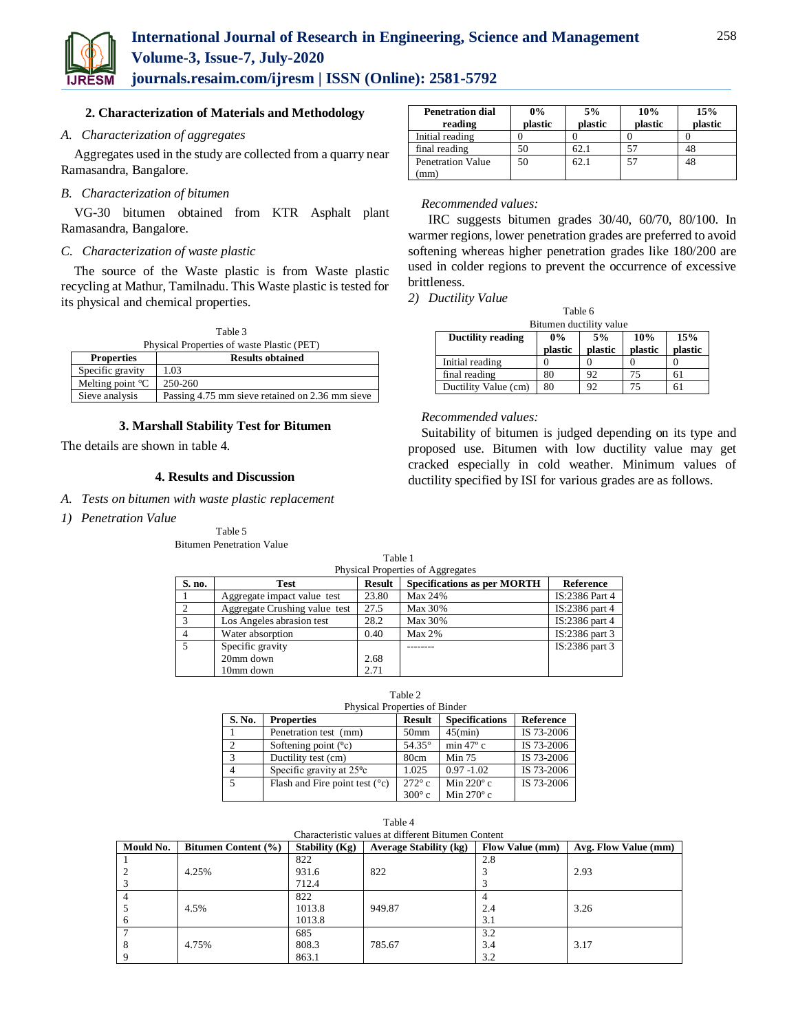## 2. Characterization of Materials and Methodology

### *A. Characterization of aggregates*

Aggregates used in the study are collected from a quarry near Ramasandra, Bangalore.

### *B. Characterization of bitumen*

VG-30 bitumen obtained from KTR Asphalt plant Ramasandra, Bangalore.

### *C. Characterization of waste plastic*

The source of the Waste plastic is from Waste plastic recycling at Mathur, Tamilnadu. This Waste plastic is tested for its physical and chemical properties.

Table 3
Physical Properties of waste Plastic (PET)

| Properties | Results obtained |
|---|---|
| Specific gravity | 1.03 |
| Melting point °C | 250-260 |
| Sieve analysis | Passing 4.75 mm sieve retained on 2.36 mm sieve |

## 3. Marshall Stability Test for Bitumen

The details are shown in table 4.

## 4. Results and Discussion

### *A. Tests on bitumen with waste plastic replacement*

#### *1) Penetration Value*

Table 5
Bitumen Penetration Value

| Penetration dial reading | 0% plastic | 5% plastic | 10% plastic | 15% plastic |
|---|---|---|---|---|
| Initial reading | 0 | 0 | 0 | 0 |
| final reading | 50 | 62.1 | 57 | 48 |
| Penetration Value (mm) | 50 | 62.1 | 57 | 48 |

*Recommended values:*

IRC suggests bitumen grades 30/40, 60/70, 80/100. In warmer regions, lower penetration grades are preferred to avoid softening whereas higher penetration grades like 180/200 are used in colder regions to prevent the occurrence of excessive brittleness.

#### *2) Ductility Value*

Table 6
Bitumen ductility value

| Ductility reading | 0% plastic | 5% plastic | 10% plastic | 15% plastic |
|---|---|---|---|---|
| Initial reading | 0 | 0 | 0 | 0 |
| final reading | 80 | 92 | 75 | 61 |
| Ductility Value (cm) | 80 | 92 | 75 | 61 |

*Recommended values:*

Suitability of bitumen is judged depending on its type and proposed use. Bitumen with low ductility value may get cracked especially in cold weather. Minimum values of ductility specified by ISI for various grades are as follows.

Table 1
Physical Properties of Aggregates

| S. no. | Test | Result | Specifications as per MORTH | Reference |
|---|---|---|---|---|
| 1 | Aggregate impact value test | 23.80 | Max 24% | IS:2386 Part 4 |
| 2 | Aggregate Crushing value test | 27.5 | Max 30% | IS:2386 part 4 |
| 3 | Los Angeles abrasion test | 28.2 | Max 30% | IS:2386 part 4 |
| 4 | Water absorption | 0.40 | Max 2% | IS:2386 part 3 |
| 5 | Specific gravity<br>20mm down<br>10mm down | <br>2.68<br>2.71 | -------- | IS:2386 part 3 |

Table 2
Physical Properties of Binder

| S. No. | Properties | Result | Specifications | Reference |
|---|---|---|---|---|
| 1 | Penetration test (mm) | 50mm | 45(min) | IS 73-2006 |
| 2 | Softening point (ºc) | 54.35° | min 47º c | IS 73-2006 |
| 3 | Ductility test (cm) | 80cm | Min 75 | IS 73-2006 |
| 4 | Specific gravity at 25ºc | 1.025 | 0.97 -1.02 | IS 73-2006 |
| 5 | Flash and Fire point test (°c) | 272° c<br>300° c | Min 220º c<br>Min 270º c | IS 73-2006 |

Table 4
Characteristic values at different Bitumen Content

| Mould No. | Bitumen Content (%) | Stability (Kg) | Average Stability (kg) | Flow Value (mm) | Avg. Flow Value (mm) |
|---|---|---|---|---|---|
| 1 | | 822 | | 2.8 | |
| 2 | 4.25% | 931.6 | 822 | 3 | 2.93 |
| 3 | | 712.4 | | 3 | |
| 4 | | 822 | | 4 | |
| 5 | 4.5% | 1013.8 | 949.87 | 2.4 | 3.26 |
| 6 | | 1013.8 | | 3.1 | |
| 7 | | 685 | | 3.2 | |
| 8 | 4.75% | 808.3 | 785.67 | 3.4 | 3.17 |
| 9 | | 863.1 | | 3.2 | |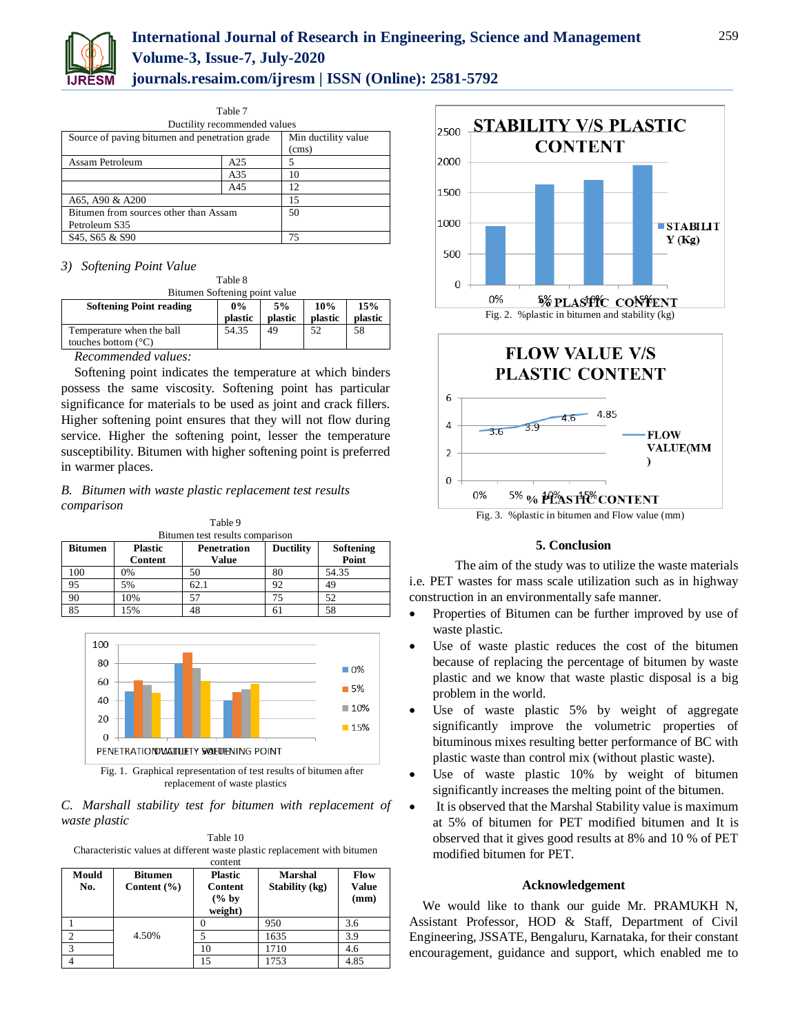Table 7
Ductility recommended values

| Source of paving bitumen and penetration grade | | Min ductility value (cms) |
|---|---|---|
| Assam Petroleum | A25 | 5 |
| | A35 | 10 |
| | A45 | 12 |
| A65, A90 & A200 | | 15 |
| Bitumen from sources other than Assam Petroleum S35 | | 50 |
| S45, S65 & S90 | | 75 |

*3) Softening Point Value*

Table 8
Bitumen Softening point value

| Softening Point reading | 0% plastic | 5% plastic | 10% plastic | 15% plastic |
|---|---|---|---|---|
| Temperature when the ball touches bottom (°C) | 54.35 | 49 | 52 | 58 |

*Recommended values:*

Softening point indicates the temperature at which binders possess the same viscosity. Softening point has particular significance for materials to be used as joint and crack fillers. Higher softening point ensures that they will not flow during service. Higher the softening point, lesser the temperature susceptibility. Bitumen with higher softening point is preferred in warmer places.

*B. Bitumen with waste plastic replacement test results comparison*

Table 9
Bitumen test results comparison

| Bitumen | Plastic Content | Penetration Value | Ductility | Softening Point |
|---|---|---|---|---|
| 100 | 0% | 50 | 80 | 54.35 |
| 95 | 5% | 62.1 | 92 | 49 |
| 90 | 10% | 57 | 75 | 52 |
| 85 | 15% | 48 | 61 | 58 |

Fig. 1. Graphical representation of test results of bitumen after replacement of waste plastics

*C. Marshall stability test for bitumen with replacement of waste plastic*

Table 10
Characteristic values at different waste plastic replacement with bitumen content

| Mould No. | Bitumen Content (%) | Plastic Content (% by weight) | Marshal Stability (kg) | Flow Value (mm) |
|---|---|---|---|---|
| 1 | 4.50% | 0 | 950 | 3.6 |
| 2 | | 5 | 1635 | 3.9 |
| 3 | | 10 | 1710 | 4.6 |
| 4 | | 15 | 1753 | 4.85 |

Fig. 2. %plastic in bitumen and stability (kg)

Fig. 3. %plastic in bitumen and Flow value (mm)

## 5. Conclusion

The aim of the study was to utilize the waste materials i.e. PET wastes for mass scale utilization such as in highway construction in an environmentally safe manner.

- Properties of Bitumen can be further improved by use of waste plastic.
- Use of waste plastic reduces the cost of the bitumen because of replacing the percentage of bitumen by waste plastic and we know that waste plastic disposal is a big problem in the world.
- Use of waste plastic 5% by weight of aggregate significantly improve the volumetric properties of bituminous mixes resulting better performance of BC with plastic waste than control mix (without plastic waste).
- Use of waste plastic 10% by weight of bitumen significantly increases the melting point of the bitumen.
- It is observed that the Marshal Stability value is maximum at 5% of bitumen for PET modified bitumen and It is observed that it gives good results at 8% and 10 % of PET modified bitumen for PET.

## Acknowledgement

We would like to thank our guide Mr. PRAMUKH N, Assistant Professor, HOD & Staff, Department of Civil Engineering, JSSATE, Bengaluru, Karnataka, for their constant encouragement, guidance and support, which enabled me to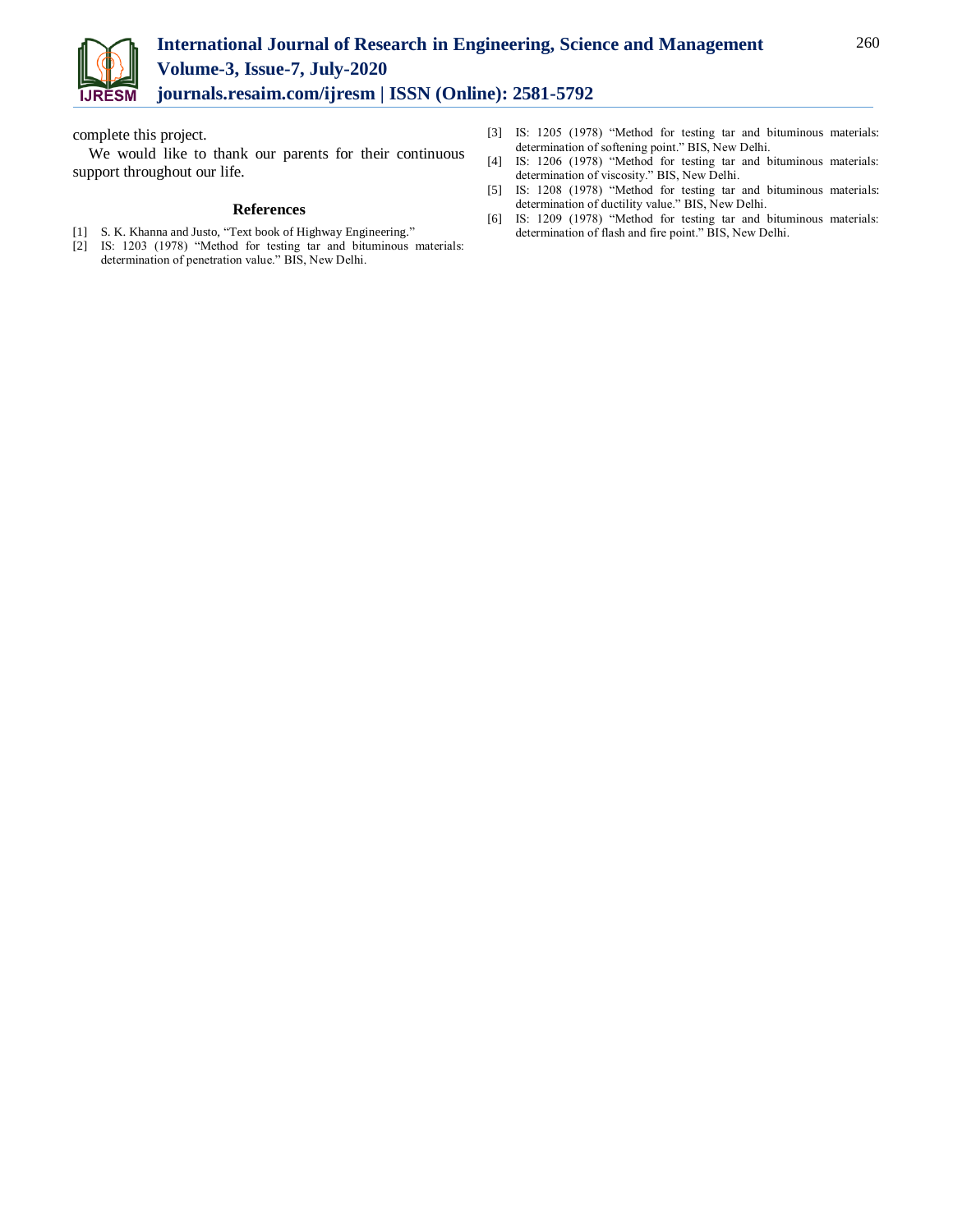complete this project.

We would like to thank our parents for their continuous support throughout our life.

## References

[1] S. K. Khanna and Justo, "Text book of Highway Engineering."
[2] IS: 1203 (1978) "Method for testing tar and bituminous materials: determination of penetration value." BIS, New Delhi.
[3] IS: 1205 (1978) "Method for testing tar and bituminous materials: determination of softening point." BIS, New Delhi.
[4] IS: 1206 (1978) "Method for testing tar and bituminous materials: determination of viscosity." BIS, New Delhi.
[5] IS: 1208 (1978) "Method for testing tar and bituminous materials: determination of ductility value." BIS, New Delhi.
[6] IS: 1209 (1978) "Method for testing tar and bituminous materials: determination of flash and fire point." BIS, New Delhi.